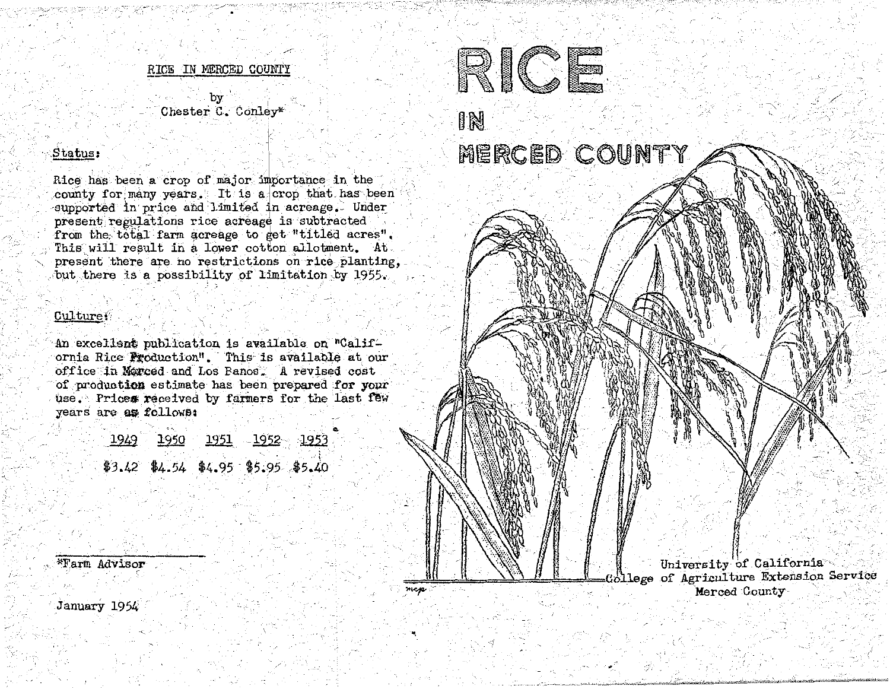# RICE IN MERCED COUNTY

University of California
College of Agriculture Extension Service
Merced County

## RICE IN MERCED COUNTY

by
Chester C. Conley*

### Status:

Rice has been a crop of major importance in the county for many years. It is a crop that has been supported in price and limited in acreage. Under present regulations rice acreage is subtracted from the total farm acreage to get "titled acres". This will result in a lower cotton allotment. At present there are no restrictions on rice planting, but there is a possibility of limitation by 1955.

### Culture:

An excellent publication is available on "California Rice Production". This is available at our office in Merced and Los Banos. A revised cost of production estimate has been prepared for your use. Prices received by farmers for the last few years are as follows:

| 1949 | 1950 | 1951 | 1952 | 1953 |
|---|---|---|---|---|
| $3.42 | $4.54 | $4.95 | $5.95 | $5.40 |

*Farm Advisor

January 1954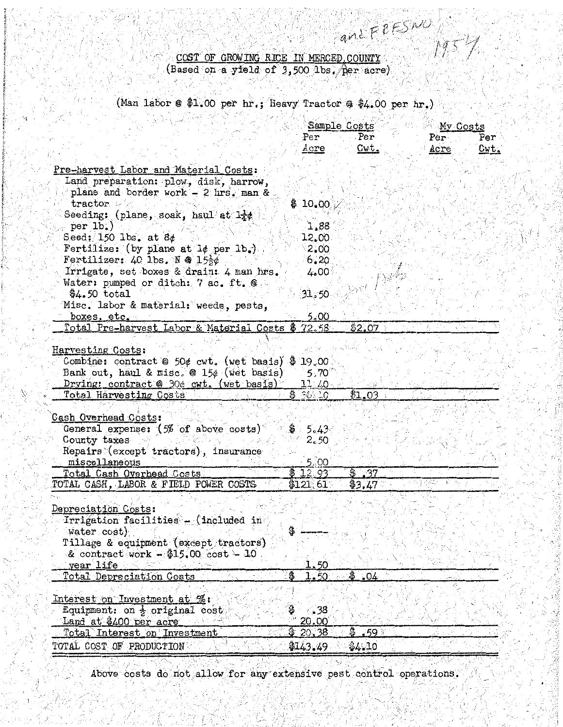and FRESNO 1954

## COST OF GROWING RICE IN MERCED COUNTY

(Based on a yield of 3,500 lbs. per acre)

(Man labor @ $1.00 per hr.; Heavy Tractor @ $4.00 per hr.)

| | Sample Costs Per Acre | Sample Costs Per Cwt. | My Costs Per Acre | My Costs Per Cwt. |
|---|---|---|---|---|
| **Pre-harvest Labor and Material Costs:** | | | | |
| Land preparation: plow, disk, harrow, plane and border work - 2 hrs. man & tractor | $ 10.00 | | | |
| Seeding: (plane, soak, haul at $1\frac{1}{4}$¢ per lb.) | 1.88 | | | |
| Seed: 150 lbs. at 8¢ | 12.00 | | | |
| Fertilize: (by plane at 1¢ per lb.) | 2.00 | | | |
| Fertilizer: 40 lbs. N @ $15\frac{1}{2}$¢ | 6.20 | | | |
| Irrigate, set boxes & drain: 4 man hrs. | 4.00 | | | |
| Water: pumped or ditch: 7 ac. ft. @ $4.50 total | 31.50 | | | |
| Misc. labor & material: weeds, pests, boxes, etc. | 5.00 | | | |
| Total Pre-harvest Labor & Material Costs | $ 72.58 | $2.07 | | |
| **Harvesting Costs:** | | | | |
| Combine: contract @ 50¢ cwt. (wet basis) | $ 19.00 | | | |
| Bank out, haul & misc. @ 15¢ (wet basis) | 5.70 | | | |
| Drying: contract @ 30¢ cwt. (wet basis) | 11.40 | | | |
| Total Harvesting Costs | $ 36.10 | $1.03 | | |
| **Cash Overhead Costs:** | | | | |
| General expense: (5% of above costs) | $ 5.43 | | | |
| County taxes | 2.50 | | | |
| Repairs (except tractors), insurance miscellaneous | 5.00 | | | |
| Total Cash Overhead Costs | $ 12.93 | $ .37 | | |
| TOTAL CASH, LABOR & FIELD POWER COSTS | $121.61 | $3.47 | | |
| **Depreciation Costs:** | | | | |
| Irrigation facilities - (included in water cost) | $ ----- | | | |
| Tillage & equipment (except tractors) & contract work - $15.00 cost - 10 year life | 1.50 | | | |
| Total Depreciation Costs | $ 1.50 | $ .04 | | |
| **Interest on Investment at 5%:** | | | | |
| Equipment: on $\frac{1}{2}$ original cost | $ .38 | | | |
| Land at $400 per acre | 20.00 | | | |
| Total Interest on Investment | $ 20.38 | $ .59 | | |
| TOTAL COST OF PRODUCTION | $143.49 | $4.10 | | |

Above costs do not allow for any extensive pest control operations.